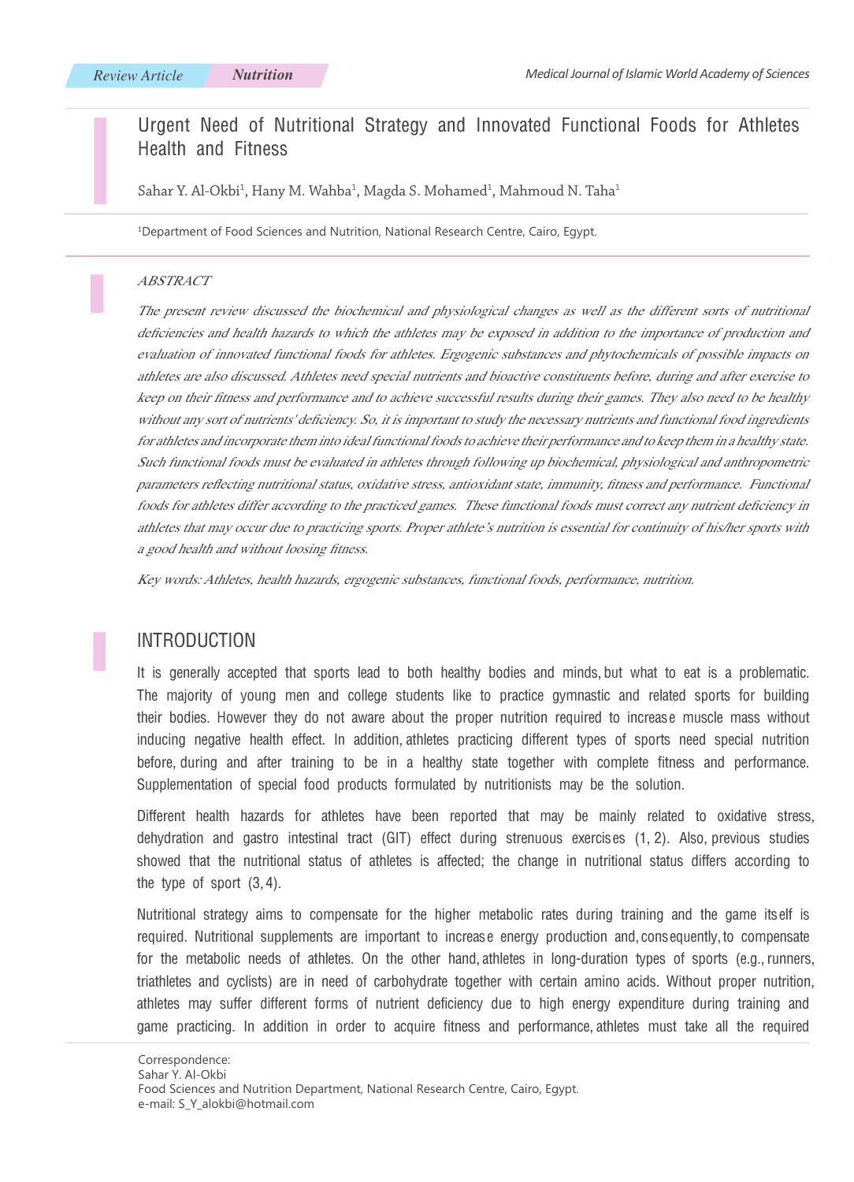Review Article | Nutrition

# Urgent Need of Nutritional Strategy and Innovated Functional Foods for Athletes Health and Fitness

Sahar Y. Al-Okbi[1], Hany M. Wahba[1], Magda S. Mohamed[1], Mahmoud N. Taha[1]

[1]Department of Food Sciences and Nutrition, National Research Centre, Cairo, Egypt.

## ABSTRACT

*The present review discussed the biochemical and physiological changes as well as the different sorts of nutritional deficiencies and health hazards to which the athletes may be exposed in addition to the importance of production and evaluation of innovated functional foods for athletes. Ergogenic substances and phytochemicals of possible impacts on athletes are also discussed. Athletes need special nutrients and bioactive constituents before, during and after exercise to keep on their fitness and performance and to achieve successful results during their games. They also need to be healthy without any sort of nutrients' deficiency. So, it is important to study the necessary nutrients and functional food ingredients for athletes and incorporate them into ideal functional foods to achieve their performance and to keep them in a healthy state. Such functional foods must be evaluated in athletes through following up biochemical, physiological and anthropometric parameters reflecting nutritional status, oxidative stress, antioxidant state, immunity, fitness and performance. Functional foods for athletes differ according to the practiced games. These functional foods must correct any nutrient deficiency in athletes that may occur due to practicing sports. Proper athlete's nutrition is essential for continuity of his/her sports with a good health and without loosing fitness.*

*Key words: Athletes, health hazards, ergogenic substances, functional foods, performance, nutrition.*

## INTRODUCTION

It is generally accepted that sports lead to both healthy bodies and minds, but what to eat is a problematic. The majority of young men and college students like to practice gymnastic and related sports for building their bodies. However they do not aware about the proper nutrition required to increase muscle mass without inducing negative health effect. In addition, athletes practicing different types of sports need special nutrition before, during and after training to be in a healthy state together with complete fitness and performance. Supplementation of special food products formulated by nutritionists may be the solution.

Different health hazards for athletes have been reported that may be mainly related to oxidative stress, dehydration and gastro intestinal tract (GIT) effect during strenuous exercises (1, 2). Also, previous studies showed that the nutritional status of athletes is affected; the change in nutritional status differs according to the type of sport (3, 4).

Nutritional strategy aims to compensate for the higher metabolic rates during training and the game itself is required. Nutritional supplements are important to increase energy production and, consequently, to compensate for the metabolic needs of athletes. On the other hand, athletes in long-duration types of sports (e.g., runners, triathletes and cyclists) are in need of carbohydrate together with certain amino acids. Without proper nutrition, athletes may suffer different forms of nutrient deficiency due to high energy expenditure during training and game practicing. In addition in order to acquire fitness and performance, athletes must take all the required

Correspondence:
Sahar Y. Al-Okbi
Food Sciences and Nutrition Department, National Research Centre, Cairo, Egypt.
e-mail: S_Y_alokbi@hotmail.com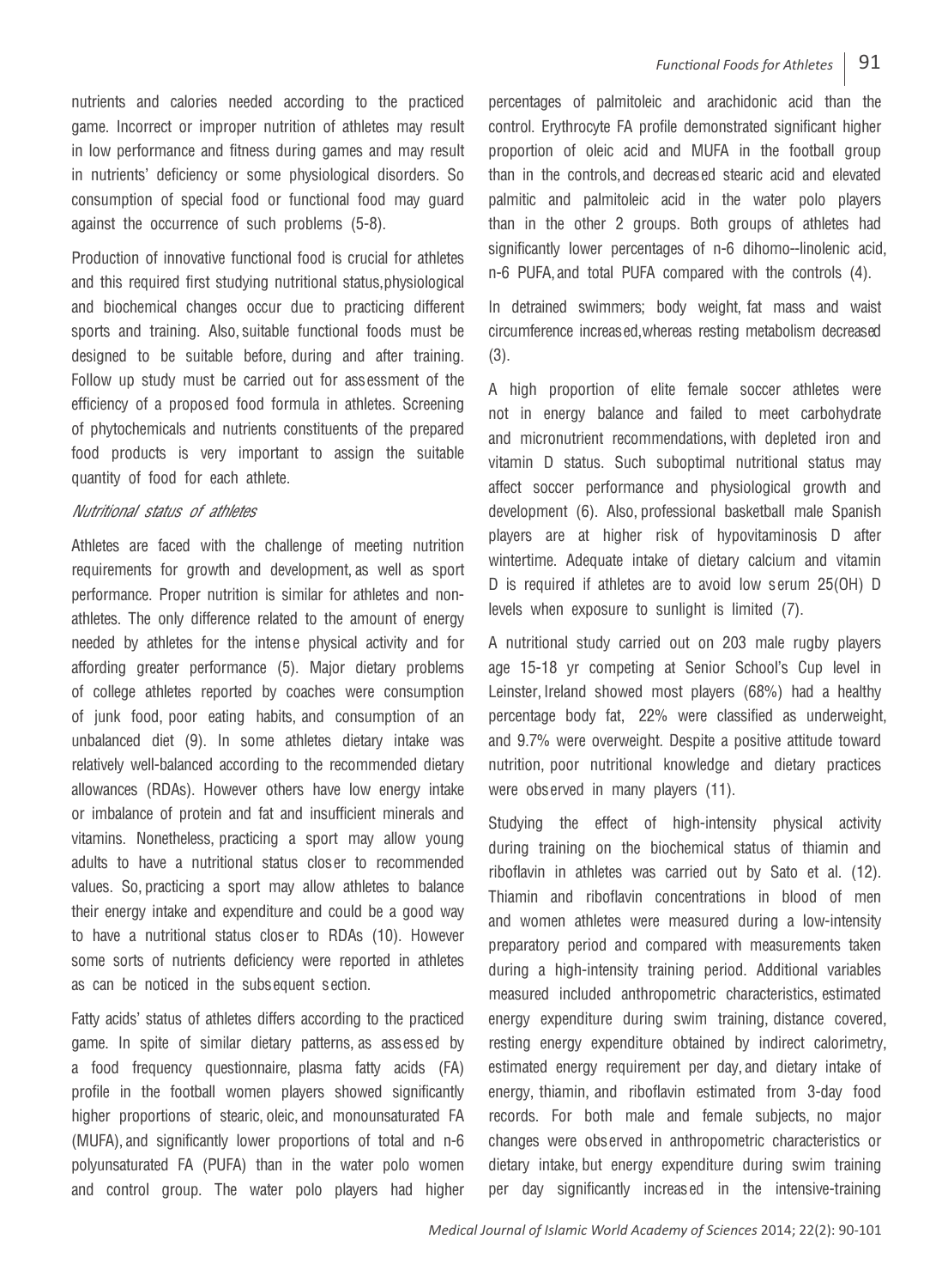nutrients and calories needed according to the practiced game. Incorrect or improper nutrition of athletes may result in low performance and fitness during games and may result in nutrients' deficiency or some physiological disorders. So consumption of special food or functional food may guard against the occurrence of such problems (5-8).

Production of innovative functional food is crucial for athletes and this required first studying nutritional status, physiological and biochemical changes occur due to practicing different sports and training. Also, suitable functional foods must be designed to be suitable before, during and after training. Follow up study must be carried out for assessment of the efficiency of a proposed food formula in athletes. Screening of phytochemicals and nutrients constituents of the prepared food products is very important to assign the suitable quantity of food for each athlete.

### *Nutritional status of athletes*

Athletes are faced with the challenge of meeting nutrition requirements for growth and development, as well as sport performance. Proper nutrition is similar for athletes and non-athletes. The only difference related to the amount of energy needed by athletes for the intense physical activity and for affording greater performance (5). Major dietary problems of college athletes reported by coaches were consumption of junk food, poor eating habits, and consumption of an unbalanced diet (9). In some athletes dietary intake was relatively well-balanced according to the recommended dietary allowances (RDAs). However others have low energy intake or imbalance of protein and fat and insufficient minerals and vitamins. Nonetheless, practicing a sport may allow young adults to have a nutritional status closer to recommended values. So, practicing a sport may allow athletes to balance their energy intake and expenditure and could be a good way to have a nutritional status closer to RDAs (10). However some sorts of nutrients deficiency were reported in athletes as can be noticed in the subsequent section.

Fatty acids' status of athletes differs according to the practiced game. In spite of similar dietary patterns, as assessed by a food frequency questionnaire, plasma fatty acids (FA) profile in the football women players showed significantly higher proportions of stearic, oleic, and monounsaturated FA (MUFA), and significantly lower proportions of total and n-6 polyunsaturated FA (PUFA) than in the water polo women and control group. The water polo players had higher percentages of palmitoleic and arachidonic acid than the control. Erythrocyte FA profile demonstrated significant higher proportion of oleic acid and MUFA in the football group than in the controls, and decreased stearic acid and elevated palmitic and palmitoleic acid in the water polo players than in the other 2 groups. Both groups of athletes had significantly lower percentages of n-6 dihomo--linolenic acid, n-6 PUFA, and total PUFA compared with the controls (4).

In detrained swimmers; body weight, fat mass and waist circumference increased, whereas resting metabolism decreased (3).

A high proportion of elite female soccer athletes were not in energy balance and failed to meet carbohydrate and micronutrient recommendations, with depleted iron and vitamin D status. Such suboptimal nutritional status may affect soccer performance and physiological growth and development (6). Also, professional basketball male Spanish players are at higher risk of hypovitaminosis D after wintertime. Adequate intake of dietary calcium and vitamin D is required if athletes are to avoid low serum 25(OH) D levels when exposure to sunlight is limited (7).

A nutritional study carried out on 203 male rugby players age 15-18 yr competing at Senior School's Cup level in Leinster, Ireland showed most players (68%) had a healthy percentage body fat, 22% were classified as underweight, and 9.7% were overweight. Despite a positive attitude toward nutrition, poor nutritional knowledge and dietary practices were observed in many players (11).

Studying the effect of high-intensity physical activity during training on the biochemical status of thiamin and riboflavin in athletes was carried out by Sato et al. (12). Thiamin and riboflavin concentrations in blood of men and women athletes were measured during a low-intensity preparatory period and compared with measurements taken during a high-intensity training period. Additional variables measured included anthropometric characteristics, estimated energy expenditure during swim training, distance covered, resting energy expenditure obtained by indirect calorimetry, estimated energy requirement per day, and dietary intake of energy, thiamin, and riboflavin estimated from 3-day food records. For both male and female subjects, no major changes were observed in anthropometric characteristics or dietary intake, but energy expenditure during swim training per day significantly increased in the intensive-training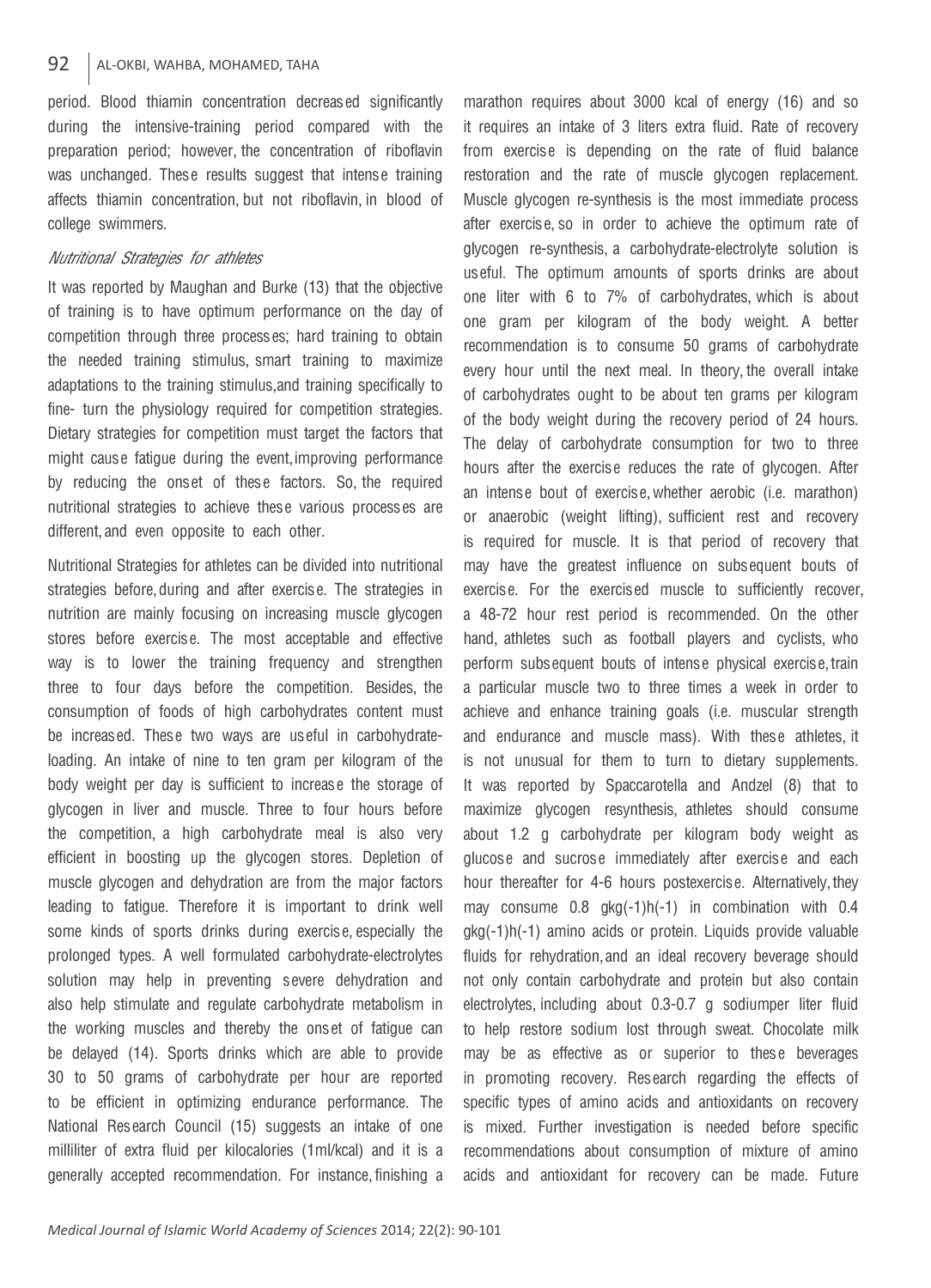period. Blood thiamin concentration decreased significantly during the intensive-training period compared with the preparation period; however, the concentration of riboflavin was unchanged. These results suggest that intense training affects thiamin concentration, but not riboflavin, in blood of college swimmers.

### *Nutritional Strategies for athletes*

It was reported by Maughan and Burke (13) that the objective of training is to have optimum performance on the day of competition through three processes; hard training to obtain the needed training stimulus, smart training to maximize adaptations to the training stimulus,and training specifically to fine- turn the physiology required for competition strategies. Dietary strategies for competition must target the factors that might cause fatigue during the event,improving performance by reducing the onset of these factors. So, the required nutritional strategies to achieve these various processes are different, and even opposite to each other.

Nutritional Strategies for athletes can be divided into nutritional strategies before, during and after exercise. The strategies in nutrition are mainly focusing on increasing muscle glycogen stores before exercise. The most acceptable and effective way is to lower the training frequency and strengthen three to four days before the competition. Besides, the consumption of foods of high carbohydrates content must be increased. These two ways are useful in carbohydrate-loading. An intake of nine to ten gram per kilogram of the body weight per day is sufficient to increase the storage of glycogen in liver and muscle. Three to four hours before the competition, a high carbohydrate meal is also very efficient in boosting up the glycogen stores. Depletion of muscle glycogen and dehydration are from the major factors leading to fatigue. Therefore it is important to drink well some kinds of sports drinks during exercise, especially the prolonged types. A well formulated carbohydrate-electrolytes solution may help in preventing severe dehydration and also help stimulate and regulate carbohydrate metabolism in the working muscles and thereby the onset of fatigue can be delayed (14). Sports drinks which are able to provide 30 to 50 grams of carbohydrate per hour are reported to be efficient in optimizing endurance performance. The National Research Council (15) suggests an intake of one milliliter of extra fluid per kilocalories (1ml/kcal) and it is a generally accepted recommendation. For instance, finishing a marathon requires about 3000 kcal of energy (16) and so it requires an intake of 3 liters extra fluid. Rate of recovery from exercise is depending on the rate of fluid balance restoration and the rate of muscle glycogen replacement. Muscle glycogen re-synthesis is the most immediate process after exercise, so in order to achieve the optimum rate of glycogen re-synthesis, a carbohydrate-electrolyte solution is useful. The optimum amounts of sports drinks are about one liter with 6 to 7% of carbohydrates, which is about one gram per kilogram of the body weight. A better recommendation is to consume 50 grams of carbohydrate every hour until the next meal. In theory, the overall intake of carbohydrates ought to be about ten grams per kilogram of the body weight during the recovery period of 24 hours. The delay of carbohydrate consumption for two to three hours after the exercise reduces the rate of glycogen. After an intense bout of exercise, whether aerobic (i.e. marathon) or anaerobic (weight lifting), sufficient rest and recovery is required for muscle. It is that period of recovery that may have the greatest influence on subsequent bouts of exercise. For the exercised muscle to sufficiently recover, a 48-72 hour rest period is recommended. On the other hand, athletes such as football players and cyclists, who perform subsequent bouts of intense physical exercise, train a particular muscle two to three times a week in order to achieve and enhance training goals (i.e. muscular strength and endurance and muscle mass). With these athletes, it is not unusual for them to turn to dietary supplements. It was reported by Spaccarotella and Andzel (8) that to maximize glycogen resynthesis, athletes should consume about 1.2 g carbohydrate per kilogram body weight as glucose and sucrose immediately after exercise and each hour thereafter for 4-6 hours postexercise. Alternatively, they may consume 0.8 $g kg^{-1} h^{-1}$ in combination with 0.4 $g kg^{-1} h^{-1}$ amino acids or protein. Liquids provide valuable fluids for rehydration, and an ideal recovery beverage should not only contain carbohydrate and protein but also contain electrolytes, including about 0.3-0.7 g sodiumper liter fluid to help restore sodium lost through sweat. Chocolate milk may be as effective as or superior to these beverages in promoting recovery. Research regarding the effects of specific types of amino acids and antioxidants on recovery is mixed. Further investigation is needed before specific recommendations about consumption of mixture of amino acids and antioxidant for recovery can be made. Future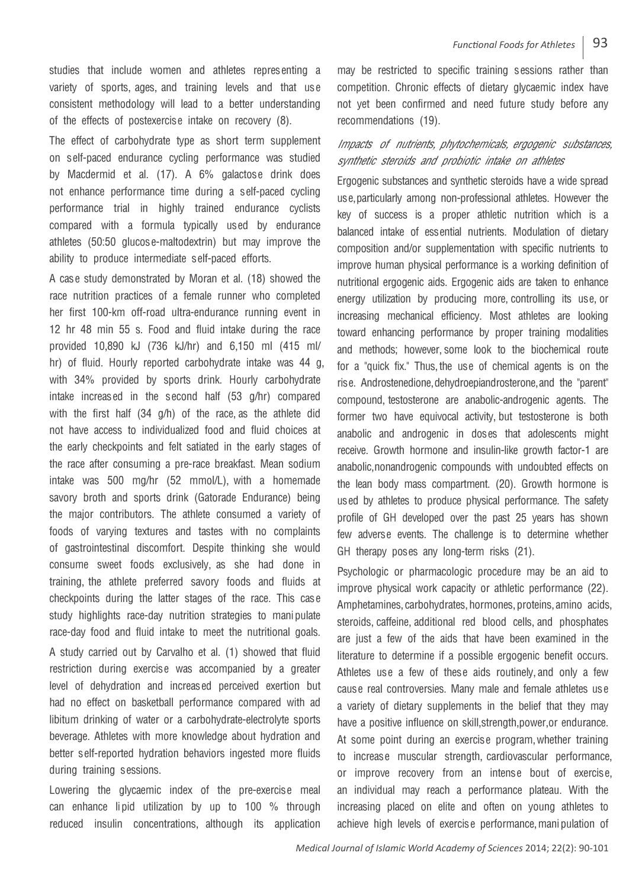studies that include women and athletes representing a variety of sports, ages, and training levels and that use consistent methodology will lead to a better understanding of the effects of postexercise intake on recovery (8).

The effect of carbohydrate type as short term supplement on self-paced endurance cycling performance was studied by Macdermid et al. (17). A 6% galactose drink does not enhance performance time during a self-paced cycling performance trial in highly trained endurance cyclists compared with a formula typically used by endurance athletes (50:50 glucose-maltodextrin) but may improve the ability to produce intermediate self-paced efforts.

A case study demonstrated by Moran et al. (18) showed the race nutrition practices of a female runner who completed her first 100-km off-road ultra-endurance running event in 12 hr 48 min 55 s. Food and fluid intake during the race provided 10,890 kJ (736 kJ/hr) and 6,150 ml (415 ml/hr) of fluid. Hourly reported carbohydrate intake was 44 g, with 34% provided by sports drink. Hourly carbohydrate intake increased in the second half (53 g/hr) compared with the first half (34 g/h) of the race, as the athlete did not have access to individualized food and fluid choices at the early checkpoints and felt satiated in the early stages of the race after consuming a pre-race breakfast. Mean sodium intake was 500 mg/hr (52 mmol/L), with a homemade savory broth and sports drink (Gatorade Endurance) being the major contributors. The athlete consumed a variety of foods of varying textures and tastes with no complaints of gastrointestinal discomfort. Despite thinking she would consume sweet foods exclusively, as she had done in training, the athlete preferred savory foods and fluids at checkpoints during the latter stages of the race. This case study highlights race-day nutrition strategies to manipulate race-day food and fluid intake to meet the nutritional goals.

A study carried out by Carvalho et al. (1) showed that fluid restriction during exercise was accompanied by a greater level of dehydration and increased perceived exertion but had no effect on basketball performance compared with ad libitum drinking of water or a carbohydrate-electrolyte sports beverage. Athletes with more knowledge about hydration and better self-reported hydration behaviors ingested more fluids during training sessions.

Lowering the glycaemic index of the pre-exercise meal can enhance lipid utilization by up to 100 % through reduced insulin concentrations, although its application may be restricted to specific training sessions rather than competition. Chronic effects of dietary glycaemic index have not yet been confirmed and need future study before any recommendations (19).

### *Impacts of nutrients, phytochemicals, ergogenic substances, synthetic steroids and probiotic intake on athletes*

Ergogenic substances and synthetic steroids have a wide spread use, particularly among non-professional athletes. However the key of success is a proper athletic nutrition which is a balanced intake of essential nutrients. Modulation of dietary composition and/or supplementation with specific nutrients to improve human physical performance is a working definition of nutritional ergogenic aids. Ergogenic aids are taken to enhance energy utilization by producing more, controlling its use, or increasing mechanical efficiency. Most athletes are looking toward enhancing performance by proper training modalities and methods; however, some look to the biochemical route for a "quick fix." Thus, the use of chemical agents is on the rise. Androstenedione, dehydroepiandrosterone, and the "parent" compound, testosterone are anabolic-androgenic agents. The former two have equivocal activity, but testosterone is both anabolic and androgenic in doses that adolescents might receive. Growth hormone and insulin-like growth factor-1 are anabolic, nonandrogenic compounds with undoubted effects on the lean body mass compartment. (20). Growth hormone is used by athletes to produce physical performance. The safety profile of GH developed over the past 25 years has shown few adverse events. The challenge is to determine whether GH therapy poses any long-term risks (21).

Psychologic or pharmacologic procedure may be an aid to improve physical work capacity or athletic performance (22). Amphetamines, carbohydrates, hormones, proteins, amino acids, steroids, caffeine, additional red blood cells, and phosphates are just a few of the aids that have been examined in the literature to determine if a possible ergogenic benefit occurs. Athletes use a few of these aids routinely, and only a few cause real controversies. Many male and female athletes use a variety of dietary supplements in the belief that they may have a positive influence on skill, strength, power, or endurance. At some point during an exercise program, whether training to increase muscular strength, cardiovascular performance, or improve recovery from an intense bout of exercise, an individual may reach a performance plateau. With the increasing placed on elite and often on young athletes to achieve high levels of exercise performance, manipulation of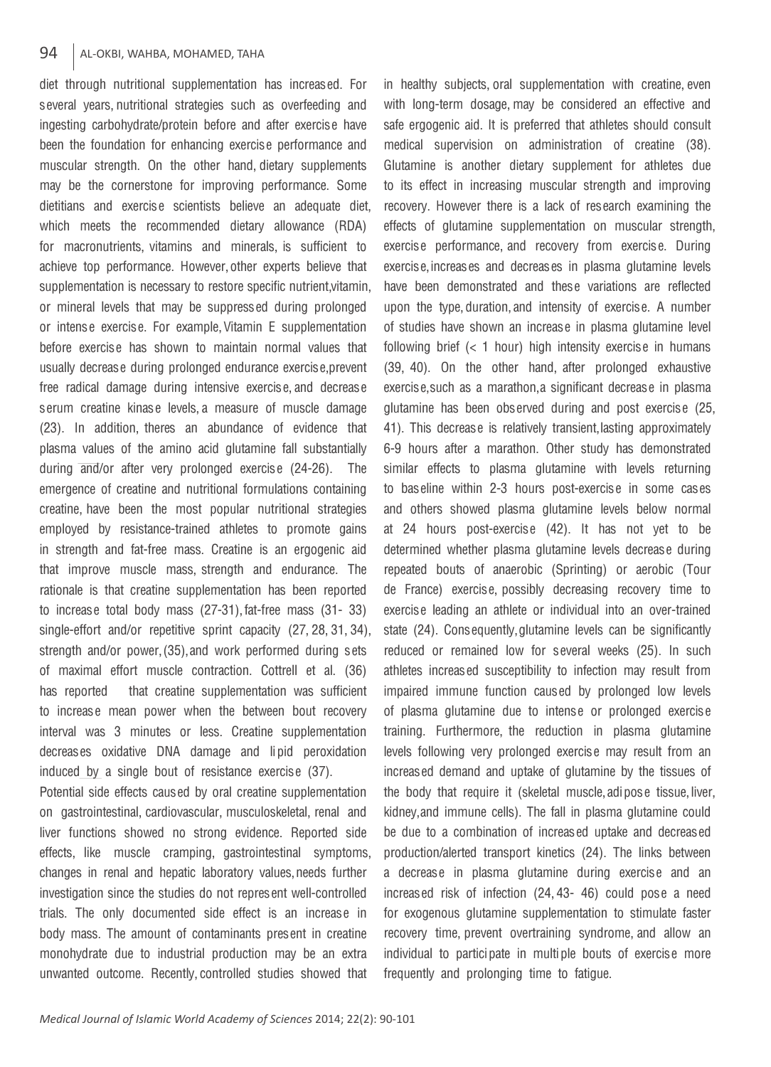diet through nutritional supplementation has increased. For several years, nutritional strategies such as overfeeding and ingesting carbohydrate/protein before and after exercise have been the foundation for enhancing exercise performance and muscular strength. On the other hand, dietary supplements may be the cornerstone for improving performance. Some dietitians and exercise scientists believe an adequate diet, which meets the recommended dietary allowance (RDA) for macronutrients, vitamins and minerals, is sufficient to achieve top performance. However, other experts believe that supplementation is necessary to restore specific nutrient,vitamin, or mineral levels that may be suppressed during prolonged or intense exercise. For example, Vitamin E supplementation before exercise has shown to maintain normal values that usually decrease during prolonged endurance exercise,prevent free radical damage during intensive exercise, and decrease serum creatine kinase levels, a measure of muscle damage (23). In addition, theres an abundance of evidence that plasma values of the amino acid glutamine fall substantially during and/or after very prolonged exercise (24-26). The emergence of creatine and nutritional formulations containing creatine, have been the most popular nutritional strategies employed by resistance-trained athletes to promote gains in strength and fat-free mass. Creatine is an ergogenic aid that improve muscle mass, strength and endurance. The rationale is that creatine supplementation has been reported to increase total body mass (27-31), fat-free mass (31- 33) single-effort and/or repetitive sprint capacity (27, 28, 31, 34), strength and/or power, (35), and work performed during sets of maximal effort muscle contraction. Cottrell et al. (36) has reported that creatine supplementation was sufficient to increase mean power when the between bout recovery interval was 3 minutes or less. Creatine supplementation decreases oxidative DNA damage and lipid peroxidation induced by a single bout of resistance exercise (37).

Potential side effects caused by oral creatine supplementation on gastrointestinal, cardiovascular, musculoskeletal, renal and liver functions showed no strong evidence. Reported side effects, like muscle cramping, gastrointestinal symptoms, changes in renal and hepatic laboratory values, needs further investigation since the studies do not represent well-controlled trials. The only documented side effect is an increase in body mass. The amount of contaminants present in creatine monohydrate due to industrial production may be an extra unwanted outcome. Recently, controlled studies showed that in healthy subjects, oral supplementation with creatine, even with long-term dosage, may be considered an effective and safe ergogenic aid. It is preferred that athletes should consult medical supervision on administration of creatine (38). Glutamine is another dietary supplement for athletes due to its effect in increasing muscular strength and improving recovery. However there is a lack of research examining the effects of glutamine supplementation on muscular strength, exercise performance, and recovery from exercise. During exercise, increases and decreases in plasma glutamine levels have been demonstrated and these variations are reflected upon the type, duration, and intensity of exercise. A number of studies have shown an increase in plasma glutamine level following brief (< 1 hour) high intensity exercise in humans (39, 40). On the other hand, after prolonged exhaustive exercise,such as a marathon,a significant decrease in plasma glutamine has been observed during and post exercise (25, 41). This decrease is relatively transient, lasting approximately 6-9 hours after a marathon. Other study has demonstrated similar effects to plasma glutamine with levels returning to baseline within 2-3 hours post-exercise in some cases and others showed plasma glutamine levels below normal at 24 hours post-exercise (42). It has not yet to be determined whether plasma glutamine levels decrease during repeated bouts of anaerobic (Sprinting) or aerobic (Tour de France) exercise, possibly decreasing recovery time to exercise leading an athlete or individual into an over-trained state (24). Consequently, glutamine levels can be significantly reduced or remained low for several weeks (25). In such athletes increased susceptibility to infection may result from impaired immune function caused by prolonged low levels of plasma glutamine due to intense or prolonged exercise training. Furthermore, the reduction in plasma glutamine levels following very prolonged exercise may result from an increased demand and uptake of glutamine by the tissues of the body that require it (skeletal muscle, adipose tissue, liver, kidney, and immune cells). The fall in plasma glutamine could be due to a combination of increased uptake and decreased production/alerted transport kinetics (24). The links between a decrease in plasma glutamine during exercise and an increased risk of infection (24, 43- 46) could pose a need for exogenous glutamine supplementation to stimulate faster recovery time, prevent overtraining syndrome, and allow an individual to participate in multiple bouts of exercise more frequently and prolonging time to fatigue.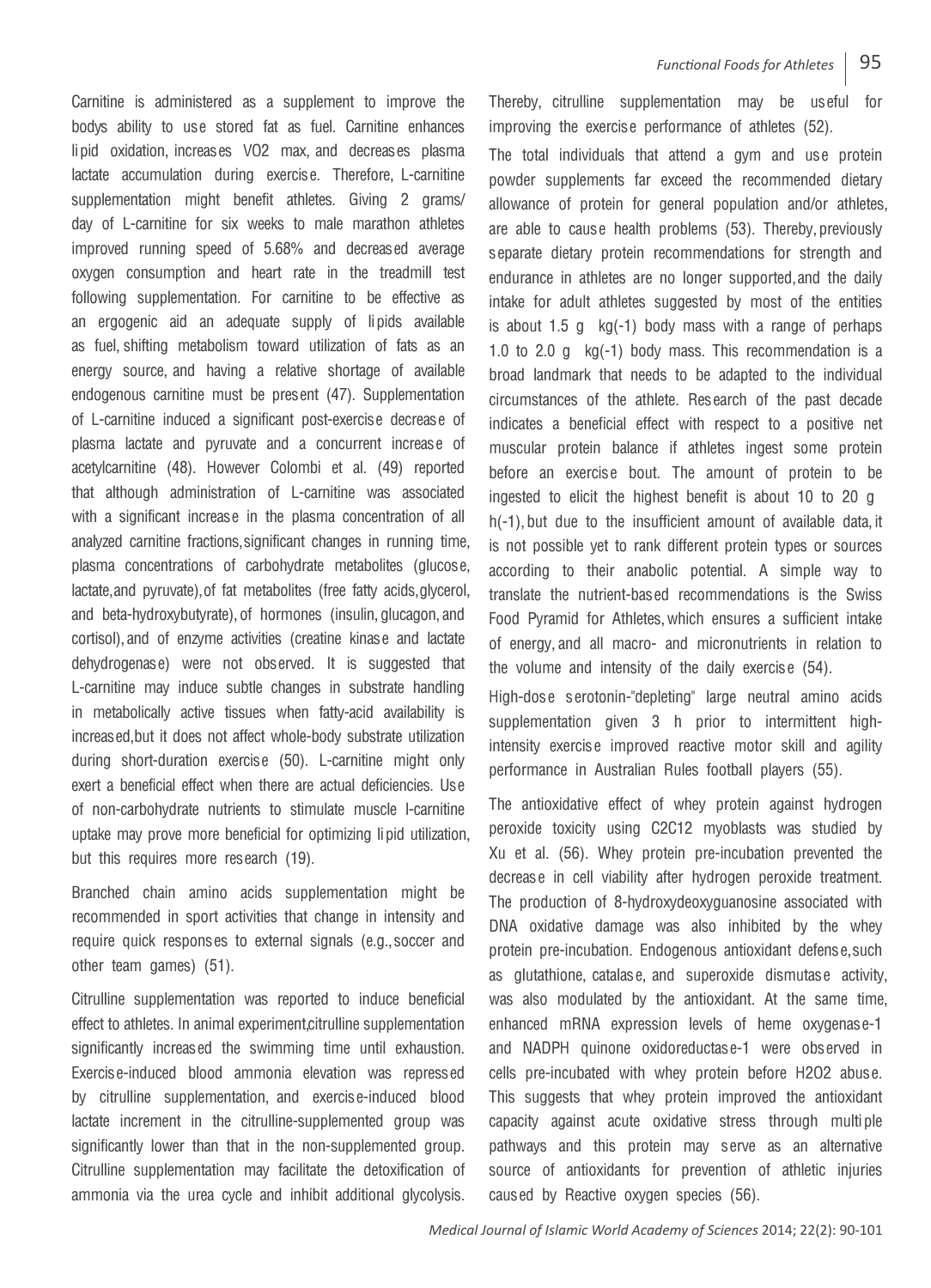Carnitine is administered as a supplement to improve the bodys ability to use stored fat as fuel. Carnitine enhances lipid oxidation, increases VO2 max, and decreases plasma lactate accumulation during exercise. Therefore, L-carnitine supplementation might benefit athletes. Giving 2 grams/ day of L-carnitine for six weeks to male marathon athletes improved running speed of 5.68% and decreased average oxygen consumption and heart rate in the treadmill test following supplementation. For carnitine to be effective as an ergogenic aid an adequate supply of lipids available as fuel, shifting metabolism toward utilization of fats as an energy source, and having a relative shortage of available endogenous carnitine must be present (47). Supplementation of L-carnitine induced a significant post-exercise decrease of plasma lactate and pyruvate and a concurrent increase of acetylcarnitine (48). However Colombi et al. (49) reported that although administration of L-carnitine was associated with a significant increase in the plasma concentration of all analyzed carnitine fractions, significant changes in running time, plasma concentrations of carbohydrate metabolites (glucose, lactate, and pyruvate), of fat metabolites (free fatty acids, glycerol, and beta-hydroxybutyrate), of hormones (insulin, glucagon, and cortisol), and of enzyme activities (creatine kinase and lactate dehydrogenase) were not observed. It is suggested that L-carnitine may induce subtle changes in substrate handling in metabolically active tissues when fatty-acid availability is increased, but it does not affect whole-body substrate utilization during short-duration exercise (50). L-carnitine might only exert a beneficial effect when there are actual deficiencies. Use of non-carbohydrate nutrients to stimulate muscle l-carnitine uptake may prove more beneficial for optimizing lipid utilization, but this requires more research (19).

Branched chain amino acids supplementation might be recommended in sport activities that change in intensity and require quick responses to external signals (e.g., soccer and other team games) (51).

Citrulline supplementation was reported to induce beneficial effect to athletes. In animal experiment, citrulline supplementation significantly increased the swimming time until exhaustion. Exercise-induced blood ammonia elevation was repressed by citrulline supplementation, and exercise-induced blood lactate increment in the citrulline-supplemented group was significantly lower than that in the non-supplemented group. Citrulline supplementation may facilitate the detoxification of ammonia via the urea cycle and inhibit additional glycolysis. Thereby, citrulline supplementation may be useful for improving the exercise performance of athletes (52).

The total individuals that attend a gym and use protein powder supplements far exceed the recommended dietary allowance of protein for general population and/or athletes, are able to cause health problems (53). Thereby, previously separate dietary protein recommendations for strength and endurance in athletes are no longer supported, and the daily intake for adult athletes suggested by most of the entities is about 1.5 g kg(-1) body mass with a range of perhaps 1.0 to 2.0 g kg(-1) body mass. This recommendation is a broad landmark that needs to be adapted to the individual circumstances of the athlete. Research of the past decade indicates a beneficial effect with respect to a positive net muscular protein balance if athletes ingest some protein before an exercise bout. The amount of protein to be ingested to elicit the highest benefit is about 10 to 20 g h(-1), but due to the insufficient amount of available data, it is not possible yet to rank different protein types or sources according to their anabolic potential. A simple way to translate the nutrient-based recommendations is the Swiss Food Pyramid for Athletes, which ensures a sufficient intake of energy, and all macro- and micronutrients in relation to the volume and intensity of the daily exercise (54).

High-dose serotonin-"depleting" large neutral amino acids supplementation given 3 h prior to intermittent high-intensity exercise improved reactive motor skill and agility performance in Australian Rules football players (55).

The antioxidative effect of whey protein against hydrogen peroxide toxicity using C2C12 myoblasts was studied by Xu et al. (56). Whey protein pre-incubation prevented the decrease in cell viability after hydrogen peroxide treatment. The production of 8-hydroxydeoxyguanosine associated with DNA oxidative damage was also inhibited by the whey protein pre-incubation. Endogenous antioxidant defense, such as glutathione, catalase, and superoxide dismutase activity, was also modulated by the antioxidant. At the same time, enhanced mRNA expression levels of heme oxygenase-1 and NADPH quinone oxidoreductase-1 were observed in cells pre-incubated with whey protein before $H_2O_2$ abuse. This suggests that whey protein improved the antioxidant capacity against acute oxidative stress through multiple pathways and this protein may serve as an alternative source of antioxidants for prevention of athletic injuries caused by Reactive oxygen species (56).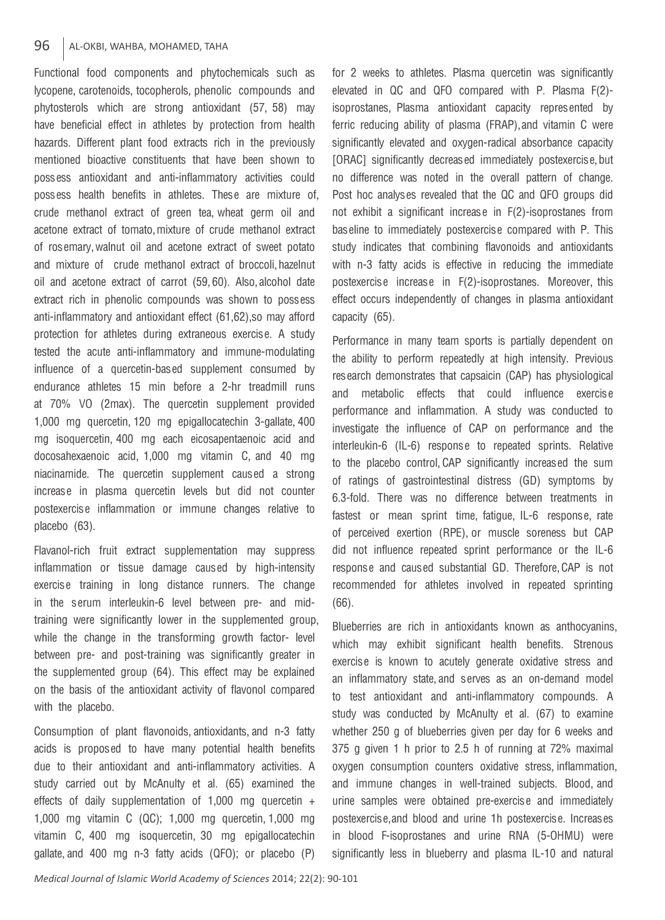Functional food components and phytochemicals such as lycopene, carotenoids, tocopherols, phenolic compounds and phytosterols which are strong antioxidant (57, 58) may have beneficial effect in athletes by protection from health hazards. Different plant food extracts rich in the previously mentioned bioactive constituents that have been shown to possess antioxidant and anti-inflammatory activities could possess health benefits in athletes. These are mixture of, crude methanol extract of green tea, wheat germ oil and acetone extract of tomato, mixture of crude methanol extract of rosemary, walnut oil and acetone extract of sweet potato and mixture of crude methanol extract of broccoli, hazelnut oil and acetone extract of carrot (59, 60). Also, alcohol date extract rich in phenolic compounds was shown to possess anti-inflammatory and antioxidant effect (61,62), so may afford protection for athletes during extraneous exercise. A study tested the acute anti-inflammatory and immune-modulating influence of a quercetin-based supplement consumed by endurance athletes 15 min before a 2-hr treadmill runs at 70% VO (2max). The quercetin supplement provided 1,000 mg quercetin, 120 mg epigallocatechin 3-gallate, 400 mg isoquercetin, 400 mg each eicosapentaenoic acid and docosahexaenoic acid, 1,000 mg vitamin C, and 40 mg niacinamide. The quercetin supplement caused a strong increase in plasma quercetin levels but did not counter postexercise inflammation or immune changes relative to placebo (63).

Flavanol-rich fruit extract supplementation may suppress inflammation or tissue damage caused by high-intensity exercise training in long distance runners. The change in the serum interleukin-6 level between pre- and mid-training were significantly lower in the supplemented group, while the change in the transforming growth factor- level between pre- and post-training was significantly greater in the supplemented group (64). This effect may be explained on the basis of the antioxidant activity of flavonol compared with the placebo.

Consumption of plant flavonoids, antioxidants, and n-3 fatty acids is proposed to have many potential health benefits due to their antioxidant and anti-inflammatory activities. A study carried out by McAnulty et al. (65) examined the effects of daily supplementation of 1,000 mg quercetin + 1,000 mg vitamin C (QC); 1,000 mg quercetin, 1,000 mg vitamin C, 400 mg isoquercetin, 30 mg epigallocatechin gallate, and 400 mg n-3 fatty acids (QFO); or placebo (P) for 2 weeks to athletes. Plasma quercetin was significantly elevated in QC and QFO compared with P. Plasma F(2)-isoprostanes, Plasma antioxidant capacity represented by ferric reducing ability of plasma (FRAP), and vitamin C were significantly elevated and oxygen-radical absorbance capacity [ORAC] significantly decreased immediately postexercise, but no difference was noted in the overall pattern of change. Post hoc analyses revealed that the QC and QFO groups did not exhibit a significant increase in F(2)-isoprostanes from baseline to immediately postexercise compared with P. This study indicates that combining flavonoids and antioxidants with n-3 fatty acids is effective in reducing the immediate postexercise increase in F(2)-isoprostanes. Moreover, this effect occurs independently of changes in plasma antioxidant capacity (65).

Performance in many team sports is partially dependent on the ability to perform repeatedly at high intensity. Previous research demonstrates that capsaicin (CAP) has physiological and metabolic effects that could influence exercise performance and inflammation. A study was conducted to investigate the influence of CAP on performance and the interleukin-6 (IL-6) response to repeated sprints. Relative to the placebo control, CAP significantly increased the sum of ratings of gastrointestinal distress (GD) symptoms by 6.3-fold. There was no difference between treatments in fastest or mean sprint time, fatigue, IL-6 response, rate of perceived exertion (RPE), or muscle soreness but CAP did not influence repeated sprint performance or the IL-6 response and caused substantial GD. Therefore, CAP is not recommended for athletes involved in repeated sprinting (66).

Blueberries are rich in antioxidants known as anthocyanins, which may exhibit significant health benefits. Strenous exercise is known to acutely generate oxidative stress and an inflammatory state, and serves as an on-demand model to test antioxidant and anti-inflammatory compounds. A study was conducted by McAnulty et al. (67) to examine whether 250 g of blueberries given per day for 6 weeks and 375 g given 1 h prior to 2.5 h of running at 72% maximal oxygen consumption counters oxidative stress, inflammation, and immune changes in well-trained subjects. Blood, and urine samples were obtained pre-exercise and immediately postexercise, and blood and urine 1h postexercise. Increases in blood F-isoprostanes and urine RNA (5-OHMU) were significantly less in blueberry and plasma IL-10 and natural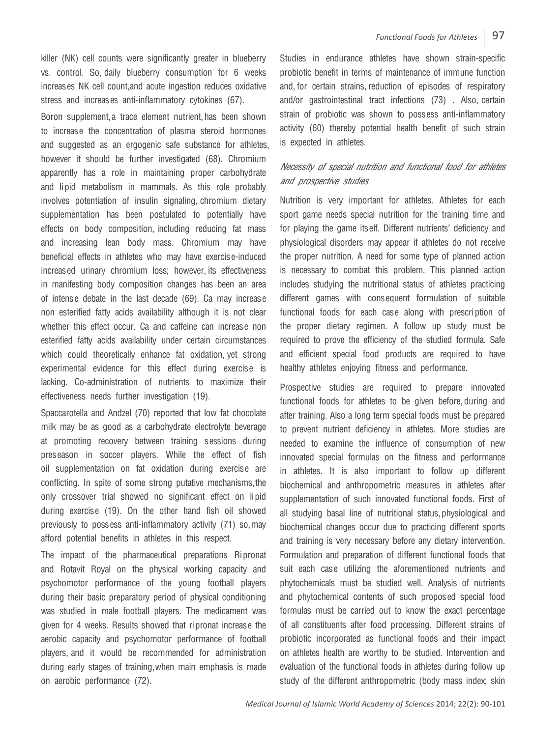killer (NK) cell counts were significantly greater in blueberry vs. control. So, daily blueberry consumption for 6 weeks increases NK cell count,and acute ingestion reduces oxidative stress and increases anti-inflammatory cytokines (67).

Boron supplement, a trace element nutrient, has been shown to increase the concentration of plasma steroid hormones and suggested as an ergogenic safe substance for athletes, however it should be further investigated (68). Chromium apparently has a role in maintaining proper carbohydrate and lipid metabolism in mammals. As this role probably involves potentiation of insulin signaling, chromium dietary supplementation has been postulated to potentially have effects on body composition, including reducing fat mass and increasing lean body mass. Chromium may have beneficial effects in athletes who may have exercise-induced increased urinary chromium loss; however, its effectiveness in manifesting body composition changes has been an area of intense debate in the last decade (69). Ca may increase non esterified fatty acids availability although it is not clear whether this effect occur. Ca and caffeine can increase non esterified fatty acids availability under certain circumstances which could theoretically enhance fat oxidation, yet strong experimental evidence for this effect during exercise is lacking. Co-administration of nutrients to maximize their effectiveness needs further investigation (19).

Spaccarotella and Andzel (70) reported that low fat chocolate milk may be as good as a carbohydrate electrolyte beverage at promoting recovery between training sessions during preseason in soccer players. While the effect of fish oil supplementation on fat oxidation during exercise are conflicting. In spite of some strong putative mechanisms, the only crossover trial showed no significant effect on lipid during exercise (19). On the other hand fish oil showed previously to possess anti-inflammatory activity (71) so, may afford potential benefits in athletes in this respect.

The impact of the pharmaceutical preparations Ripronat and Rotavit Royal on the physical working capacity and psychomotor performance of the young football players during their basic preparatory period of physical conditioning was studied in male football players. The medicament was given for 4 weeks. Results showed that ripronat increase the aerobic capacity and psychomotor performance of football players, and it would be recommended for administration during early stages of training, when main emphasis is made on aerobic performance (72).

Studies in endurance athletes have shown strain-specific probiotic benefit in terms of maintenance of immune function and, for certain strains, reduction of episodes of respiratory and/or gastrointestinal tract infections (73) . Also, certain strain of probiotic was shown to possess anti-inflammatory activity (60) thereby potential health benefit of such strain is expected in athletes.

### *Necessity of special nutrition and functional food for athletes and prospective studies*

Nutrition is very important for athletes. Athletes for each sport game needs special nutrition for the training time and for playing the game itself. Different nutrients' deficiency and physiological disorders may appear if athletes do not receive the proper nutrition. A need for some type of planned action is necessary to combat this problem. This planned action includes studying the nutritional status of athletes practicing different games with consequent formulation of suitable functional foods for each case along with prescription of the proper dietary regimen. A follow up study must be required to prove the efficiency of the studied formula. Safe and efficient special food products are required to have healthy athletes enjoying fitness and performance.

Prospective studies are required to prepare innovated functional foods for athletes to be given before, during and after training. Also a long term special foods must be prepared to prevent nutrient deficiency in athletes. More studies are needed to examine the influence of consumption of new innovated special formulas on the fitness and performance in athletes. It is also important to follow up different biochemical and anthropometric measures in athletes after supplementation of such innovated functional foods. First of all studying basal line of nutritional status, physiological and biochemical changes occur due to practicing different sports and training is very necessary before any dietary intervention. Formulation and preparation of different functional foods that suit each case utilizing the aforementioned nutrients and phytochemicals must be studied well. Analysis of nutrients and phytochemical contents of such proposed special food formulas must be carried out to know the exact percentage of all constituents after food processing. Different strains of probiotic incorporated as functional foods and their impact on athletes health are worthy to be studied. Intervention and evaluation of the functional foods in athletes during follow up study of the different anthropometric (body mass index; skin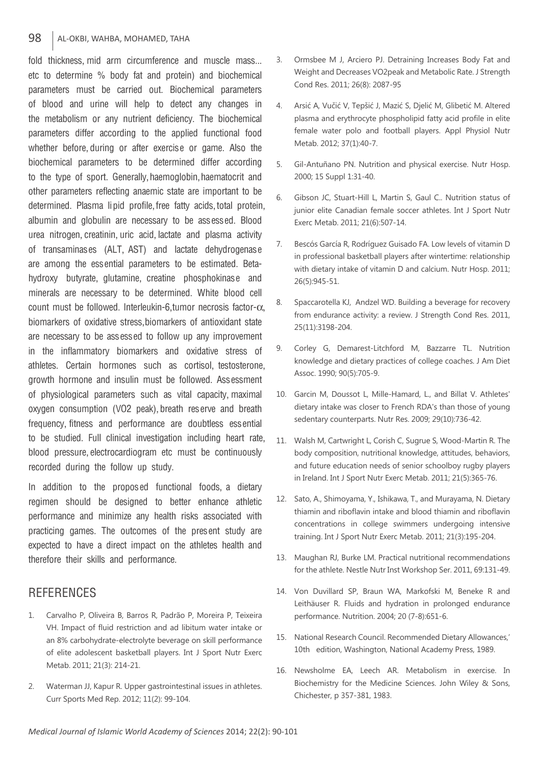fold thickness, mid arm circumference and muscle mass... etc to determine % body fat and protein) and biochemical parameters must be carried out. Biochemical parameters of blood and urine will help to detect any changes in the metabolism or any nutrient deficiency. The biochemical parameters differ according to the applied functional food whether before, during or after exercise or game. Also the biochemical parameters to be determined differ according to the type of sport. Generally, haemoglobin, haematocrit and other parameters reflecting anaemic state are important to be determined. Plasma lipid profile, free fatty acids, total protein, albumin and globulin are necessary to be assessed. Blood urea nitrogen, creatinin, uric acid, lactate and plasma activity of transaminases (ALT, AST) and lactate dehydrogenase are among the essential parameters to be estimated. Beta-hydroxy butyrate, glutamine, creatine phosphokinase and minerals are necessary to be determined. White blood cell count must be followed. Interleukin-6, tumor necrosis factor-$\alpha$, biomarkers of oxidative stress, biomarkers of antioxidant state are necessary to be assessed to follow up any improvement in the inflammatory biomarkers and oxidative stress of athletes. Certain hormones such as cortisol, testosterone, growth hormone and insulin must be followed. Assessment of physiological parameters such as vital capacity, maximal oxygen consumption (VO2 peak), breath reserve and breath frequency, fitness and performance are doubtless essential to be studied. Full clinical investigation including heart rate, blood pressure, electrocardiogram etc must be continuously recorded during the follow up study.

In addition to the proposed functional foods, a dietary regimen should be designed to better enhance athletic performance and minimize any health risks associated with practicing games. The outcomes of the present study are expected to have a direct impact on the athletes health and therefore their skills and performance.

## REFERENCES

1. Carvalho P, Oliveira B, Barros R, Padrão P, Moreira P, Teixeira VH. Impact of fluid restriction and ad libitum water intake or an 8% carbohydrate-electrolyte beverage on skill performance of elite adolescent basketball players. Int J Sport Nutr Exerc Metab. 2011; 21(3): 214-21.
2. Waterman JJ, Kapur R. Upper gastrointestinal issues in athletes. Curr Sports Med Rep. 2012; 11(2): 99-104.
3. Ormsbee M J, Arciero PJ. Detraining Increases Body Fat and Weight and Decreases VO2peak and Metabolic Rate. J Strength Cond Res. 2011; 26(8): 2087-95
4. Arsić A, Vučić V, Tepšić J, Mazić S, Djelić M, Glibetić M. Altered plasma and erythrocyte phospholipid fatty acid profile in elite female water polo and football players. Appl Physiol Nutr Metab. 2012; 37(1):40-7.
5. Gil-Antuñano PN. Nutrition and physical exercise. Nutr Hosp. 2000; 15 Suppl 1:31-40.
6. Gibson JC, Stuart-Hill L, Martin S, Gaul C.. Nutrition status of junior elite Canadian female soccer athletes. Int J Sport Nutr Exerc Metab. 2011; 21(6):507-14.
7. Bescós García R, Rodríguez Guisado FA. Low levels of vitamin D in professional basketball players after wintertime: relationship with dietary intake of vitamin D and calcium. Nutr Hosp. 2011; 26(5):945-51.
8. Spaccarotella KJ, Andzel WD. Building a beverage for recovery from endurance activity: a review. J Strength Cond Res. 2011, 25(11):3198-204.
9. Corley G, Demarest-Litchford M, Bazzarre TL. Nutrition knowledge and dietary practices of college coaches. J Am Diet Assoc. 1990; 90(5):705-9.
10. Garcin M, Doussot L, Mille-Hamard, L., and Billat V. Athletes' dietary intake was closer to French RDA's than those of young sedentary counterparts. Nutr Res. 2009; 29(10):736-42.
11. Walsh M, Cartwright L, Corish C, Sugrue S, Wood-Martin R. The body composition, nutritional knowledge, attitudes, behaviors, and future education needs of senior schoolboy rugby players in Ireland. Int J Sport Nutr Exerc Metab. 2011; 21(5):365-76.
12. Sato, A., Shimoyama, Y., Ishikawa, T., and Murayama, N. Dietary thiamin and riboflavin intake and blood thiamin and riboflavin concentrations in college swimmers undergoing intensive training. Int J Sport Nutr Exerc Metab. 2011; 21(3):195-204.
13. Maughan RJ, Burke LM. Practical nutritional recommendations for the athlete. Nestle Nutr Inst Workshop Ser. 2011, 69:131-49.
14. Von Duvillard SP, Braun WA, Markofski M, Beneke R and Leithäuser R. Fluids and hydration in prolonged endurance performance. Nutrition. 2004; 20 (7-8):651-6.
15. National Research Council. Recommended Dietary Allowances,' 10th edition, Washington, National Academy Press, 1989.
16. Newsholme EA, Leech AR. Metabolism in exercise. In Biochemistry for the Medicine Sciences. John Wiley & Sons, Chichester, p 357-381, 1983.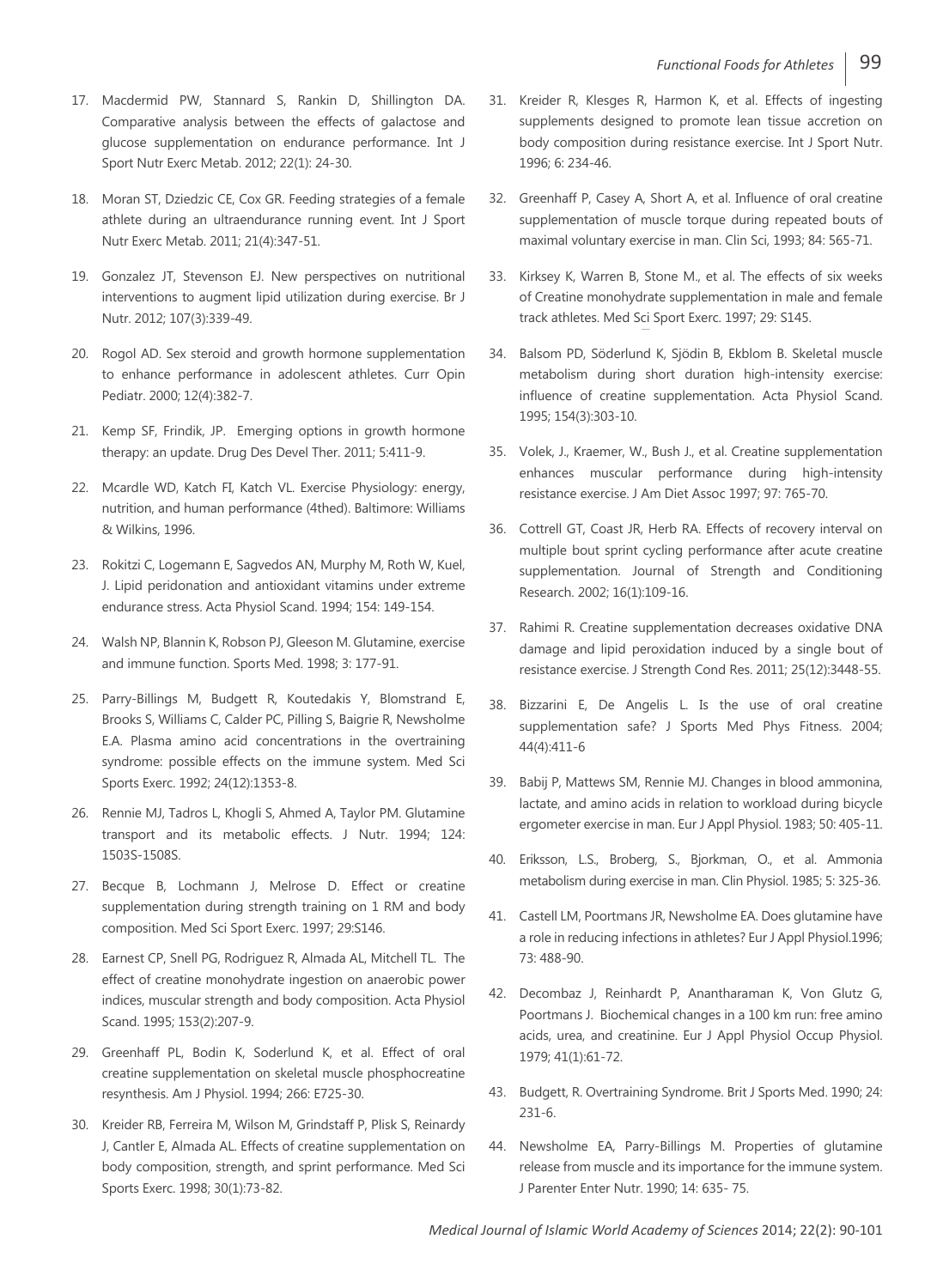17. Macdermid PW, Stannard S, Rankin D, Shillington DA. Comparative analysis between the effects of galactose and glucose supplementation on endurance performance. Int J Sport Nutr Exerc Metab. 2012; 22(1): 24-30.

18. Moran ST, Dziedzic CE, Cox GR. Feeding strategies of a female athlete during an ultraendurance running event. Int J Sport Nutr Exerc Metab. 2011; 21(4):347-51.

19. Gonzalez JT, Stevenson EJ. New perspectives on nutritional interventions to augment lipid utilization during exercise. Br J Nutr. 2012; 107(3):339-49.

20. Rogol AD. Sex steroid and growth hormone supplementation to enhance performance in adolescent athletes. Curr Opin Pediatr. 2000; 12(4):382-7.

21. Kemp SF, Frindik, JP. Emerging options in growth hormone therapy: an update. Drug Des Devel Ther. 2011; 5:411-9.

22. Mcardle WD, Katch FI, Katch VL. Exercise Physiology: energy, nutrition, and human performance (4thed). Baltimore: Williams & Wilkins, 1996.

23. Rokitzi C, Logemann E, Sagvedos AN, Murphy M, Roth W, Kuel, J. Lipid peridonation and antioxidant vitamins under extreme endurance stress. Acta Physiol Scand. 1994; 154: 149-154.

24. Walsh NP, Blannin K, Robson PJ, Gleeson M. Glutamine, exercise and immune function. Sports Med. 1998; 3: 177-91.

25. Parry-Billings M, Budgett R, Koutedakis Y, Blomstrand E, Brooks S, Williams C, Calder PC, Pilling S, Baigrie R, Newsholme E.A. Plasma amino acid concentrations in the overtraining syndrome: possible effects on the immune system. Med Sci Sports Exerc. 1992; 24(12):1353-8.

26. Rennie MJ, Tadros L, Khogli S, Ahmed A, Taylor PM. Glutamine transport and its metabolic effects. J Nutr. 1994; 124: 1503S-1508S.

27. Becque B, Lochmann J, Melrose D. Effect or creatine supplementation during strength training on 1 RM and body composition. Med Sci Sport Exerc. 1997; 29:S146.

28. Earnest CP, Snell PG, Rodriguez R, Almada AL, Mitchell TL. The effect of creatine monohydrate ingestion on anaerobic power indices, muscular strength and body composition. Acta Physiol Scand. 1995; 153(2):207-9.

29. Greenhaff PL, Bodin K, Soderlund K, et al. Effect of oral creatine supplementation on skeletal muscle phosphocreatine resynthesis. Am J Physiol. 1994; 266: E725-30.

30. Kreider RB, Ferreira M, Wilson M, Grindstaff P, Plisk S, Reinardy J, Cantler E, Almada AL. Effects of creatine supplementation on body composition, strength, and sprint performance. Med Sci Sports Exerc. 1998; 30(1):73-82.

31. Kreider R, Klesges R, Harmon K, et al. Effects of ingesting supplements designed to promote lean tissue accretion on body composition during resistance exercise. Int J Sport Nutr. 1996; 6: 234-46.

32. Greenhaff P, Casey A, Short A, et al. Influence of oral creatine supplementation of muscle torque during repeated bouts of maximal voluntary exercise in man. Clin Sci, 1993; 84: 565-71.

33. Kirksey K, Warren B, Stone M., et al. The effects of six weeks of Creatine monohydrate supplementation in male and female track athletes. Med Sci Sport Exerc. 1997; 29: S145.

34. Balsom PD, Söderlund K, Sjödin B, Ekblom B. Skeletal muscle metabolism during short duration high-intensity exercise: influence of creatine supplementation. Acta Physiol Scand. 1995; 154(3):303-10.

35. Volek, J., Kraemer, W., Bush J., et al. Creatine supplementation enhances muscular performance during high-intensity resistance exercise. J Am Diet Assoc 1997; 97: 765-70.

36. Cottrell GT, Coast JR, Herb RA. Effects of recovery interval on multiple bout sprint cycling performance after acute creatine supplementation. Journal of Strength and Conditioning Research. 2002; 16(1):109-16.

37. Rahimi R. Creatine supplementation decreases oxidative DNA damage and lipid peroxidation induced by a single bout of resistance exercise. J Strength Cond Res. 2011; 25(12):3448-55.

38. Bizzarini E, De Angelis L. Is the use of oral creatine supplementation safe? J Sports Med Phys Fitness. 2004; 44(4):411-6

39. Babij P, Mattews SM, Rennie MJ. Changes in blood ammonina, lactate, and amino acids in relation to workload during bicycle ergometer exercise in man. Eur J Appl Physiol. 1983; 50: 405-11.

40. Eriksson, L.S., Broberg, S., Bjorkman, O., et al. Ammonia metabolism during exercise in man. Clin Physiol. 1985; 5: 325-36.

41. Castell LM, Poortmans JR, Newsholme EA. Does glutamine have a role in reducing infections in athletes? Eur J Appl Physiol.1996; 73: 488-90.

42. Decombaz J, Reinhardt P, Anantharaman K, Von Glutz G, Poortmans J. Biochemical changes in a 100 km run: free amino acids, urea, and creatinine. Eur J Appl Physiol Occup Physiol. 1979; 41(1):61-72.

43. Budgett, R. Overtraining Syndrome. Brit J Sports Med. 1990; 24: 231-6.

44. Newsholme EA, Parry-Billings M. Properties of glutamine release from muscle and its importance for the immune system. J Parenter Enter Nutr. 1990; 14: 635- 75.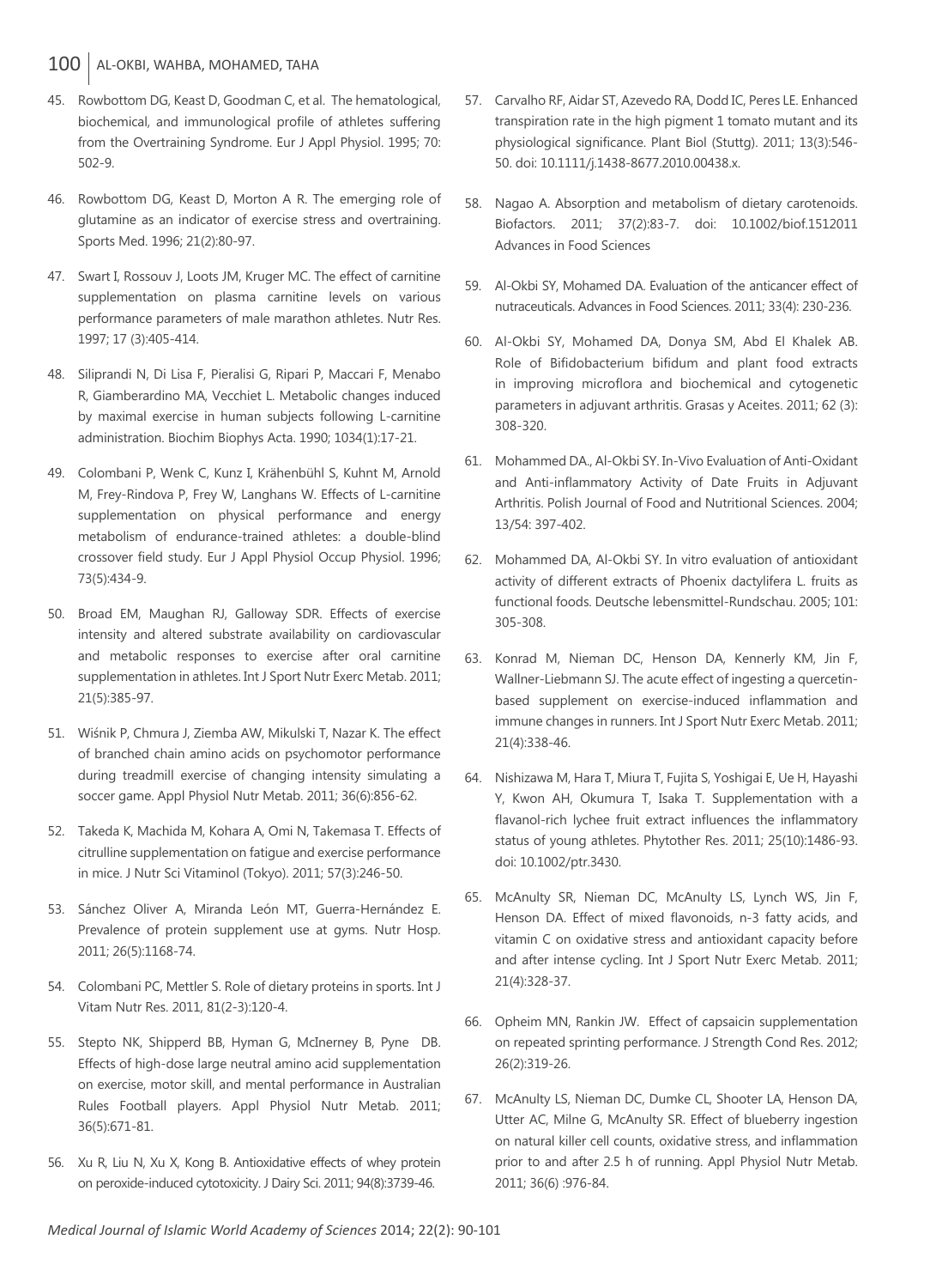45. Rowbottom DG, Keast D, Goodman C, et al. The hematological, biochemical, and immunological profile of athletes suffering from the Overtraining Syndrome. Eur J Appl Physiol. 1995; 70: 502-9.

46. Rowbottom DG, Keast D, Morton A R. The emerging role of glutamine as an indicator of exercise stress and overtraining. Sports Med. 1996; 21(2):80-97.

47. Swart I, Rossouv J, Loots JM, Kruger MC. The effect of carnitine supplementation on plasma carnitine levels on various performance parameters of male marathon athletes. Nutr Res. 1997; 17 (3):405-414.

48. Siliprandi N, Di Lisa F, Pieralisi G, Ripari P, Maccari F, Menabo R, Giamberardino MA, Vecchiet L. Metabolic changes induced by maximal exercise in human subjects following L-carnitine administration. Biochim Biophys Acta. 1990; 1034(1):17-21.

49. Colombani P, Wenk C, Kunz I, Krähenbühl S, Kuhnt M, Arnold M, Frey-Rindova P, Frey W, Langhans W. Effects of L-carnitine supplementation on physical performance and energy metabolism of endurance-trained athletes: a double-blind crossover field study. Eur J Appl Physiol Occup Physiol. 1996; 73(5):434-9.

50. Broad EM, Maughan RJ, Galloway SDR. Effects of exercise intensity and altered substrate availability on cardiovascular and metabolic responses to exercise after oral carnitine supplementation in athletes. Int J Sport Nutr Exerc Metab. 2011; 21(5):385-97.

51. Wiśnik P, Chmura J, Ziemba AW, Mikulski T, Nazar K. The effect of branched chain amino acids on psychomotor performance during treadmill exercise of changing intensity simulating a soccer game. Appl Physiol Nutr Metab. 2011; 36(6):856-62.

52. Takeda K, Machida M, Kohara A, Omi N, Takemasa T. Effects of citrulline supplementation on fatigue and exercise performance in mice. J Nutr Sci Vitaminol (Tokyo). 2011; 57(3):246-50.

53. Sánchez Oliver A, Miranda León MT, Guerra-Hernández E. Prevalence of protein supplement use at gyms. Nutr Hosp. 2011; 26(5):1168-74.

54. Colombani PC, Mettler S. Role of dietary proteins in sports. Int J Vitam Nutr Res. 2011, 81(2-3):120-4.

55. Stepto NK, Shipperd BB, Hyman G, McInerney B, Pyne DB. Effects of high-dose large neutral amino acid supplementation on exercise, motor skill, and mental performance in Australian Rules Football players. Appl Physiol Nutr Metab. 2011; 36(5):671-81.

56. Xu R, Liu N, Xu X, Kong B. Antioxidative effects of whey protein on peroxide-induced cytotoxicity. J Dairy Sci. 2011; 94(8):3739-46.

57. Carvalho RF, Aidar ST, Azevedo RA, Dodd IC, Peres LE. Enhanced transpiration rate in the high pigment 1 tomato mutant and its physiological significance. Plant Biol (Stuttg). 2011; 13(3):546-50. doi: 10.1111/j.1438-8677.2010.00438.x.

58. Nagao A. Absorption and metabolism of dietary carotenoids. Biofactors. 2011; 37(2):83-7. doi: 10.1002/biof.1512011 Advances in Food Sciences

59. Al-Okbi SY, Mohamed DA. Evaluation of the anticancer effect of nutraceuticals. Advances in Food Sciences. 2011; 33(4): 230-236.

60. Al-Okbi SY, Mohamed DA, Donya SM, Abd El Khalek AB. Role of Bifidobacterium bifidum and plant food extracts in improving microflora and biochemical and cytogenetic parameters in adjuvant arthritis. Grasas y Aceites. 2011; 62 (3): 308-320.

61. Mohammed DA., Al-Okbi SY. In-Vivo Evaluation of Anti-Oxidant and Anti-inflammatory Activity of Date Fruits in Adjuvant Arthritis. Polish Journal of Food and Nutritional Sciences. 2004; 13/54: 397-402.

62. Mohammed DA, Al-Okbi SY. In vitro evaluation of antioxidant activity of different extracts of Phoenix dactylifera L. fruits as functional foods. Deutsche lebensmittel-Rundschau. 2005; 101: 305-308.

63. Konrad M, Nieman DC, Henson DA, Kennerly KM, Jin F, Wallner-Liebmann SJ. The acute effect of ingesting a quercetin-based supplement on exercise-induced inflammation and immune changes in runners. Int J Sport Nutr Exerc Metab. 2011; 21(4):338-46.

64. Nishizawa M, Hara T, Miura T, Fujita S, Yoshigai E, Ue H, Hayashi Y, Kwon AH, Okumura T, Isaka T. Supplementation with a flavanol-rich lychee fruit extract influences the inflammatory status of young athletes. Phytother Res. 2011; 25(10):1486-93. doi: 10.1002/ptr.3430.

65. McAnulty SR, Nieman DC, McAnulty LS, Lynch WS, Jin F, Henson DA. Effect of mixed flavonoids, n-3 fatty acids, and vitamin C on oxidative stress and antioxidant capacity before and after intense cycling. Int J Sport Nutr Exerc Metab. 2011; 21(4):328-37.

66. Opheim MN, Rankin JW. Effect of capsaicin supplementation on repeated sprinting performance. J Strength Cond Res. 2012; 26(2):319-26.

67. McAnulty LS, Nieman DC, Dumke CL, Shooter LA, Henson DA, Utter AC, Milne G, McAnulty SR. Effect of blueberry ingestion on natural killer cell counts, oxidative stress, and inflammation prior to and after 2.5 h of running. Appl Physiol Nutr Metab. 2011; 36(6) :976-84.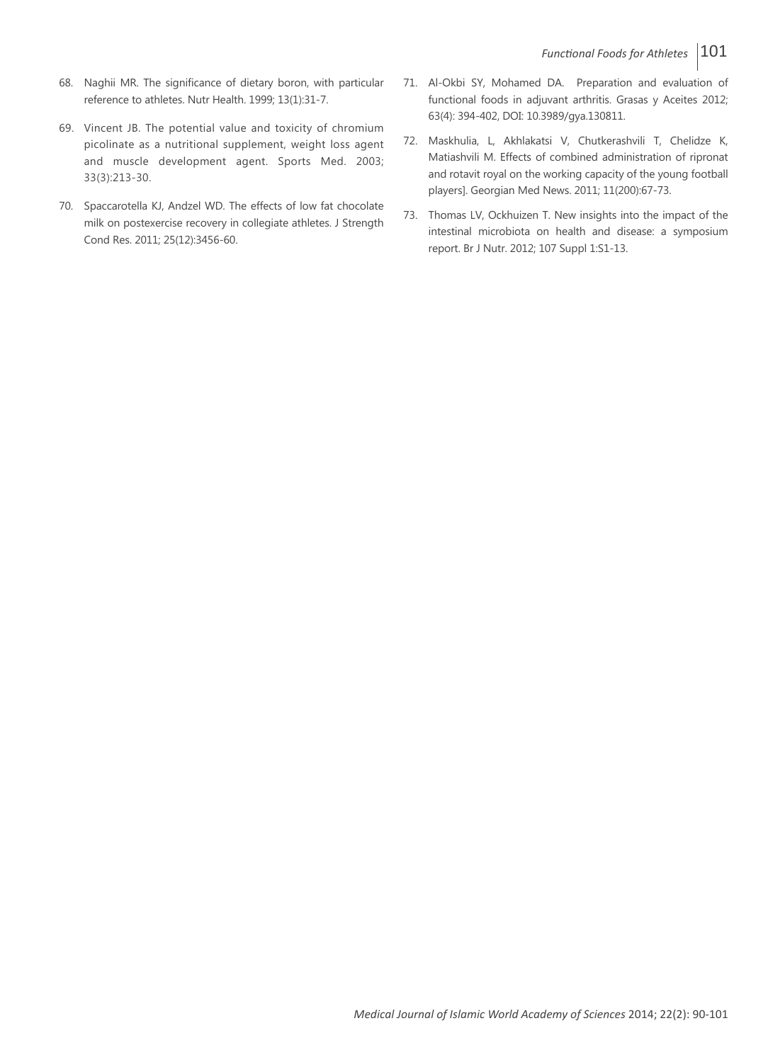68. Naghii MR. The significance of dietary boron, with particular reference to athletes. Nutr Health. 1999; 13(1):31-7.

69. Vincent JB. The potential value and toxicity of chromium picolinate as a nutritional supplement, weight loss agent and muscle development agent. Sports Med. 2003; 33(3):213-30.

70. Spaccarotella KJ, Andzel WD. The effects of low fat chocolate milk on postexercise recovery in collegiate athletes. J Strength Cond Res. 2011; 25(12):3456-60.

71. Al-Okbi SY, Mohamed DA. Preparation and evaluation of functional foods in adjuvant arthritis. Grasas y Aceites 2012; 63(4): 394-402, DOI: 10.3989/gya.130811.

72. Maskhulia, L, Akhlakatsi V, Chutkerashvili T, Chelidze K, Matiashvili M. Effects of combined administration of ripronat and rotavit royal on the working capacity of the young football players]. Georgian Med News. 2011; 11(200):67-73.

73. Thomas LV, Ockhuizen T. New insights into the impact of the intestinal microbiota on health and disease: a symposium report. Br J Nutr. 2012; 107 Suppl 1:S1-13.